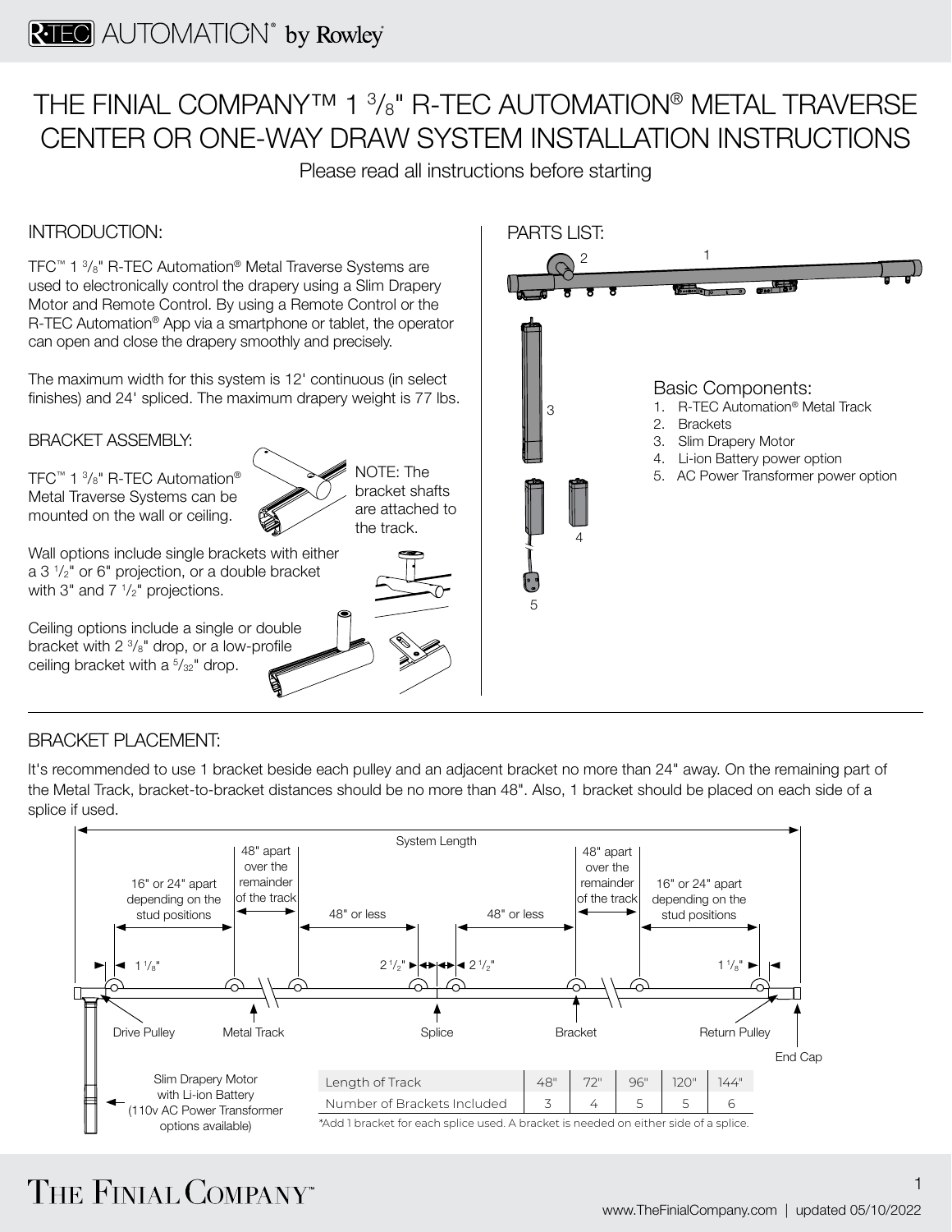# THE FINIAL COMPANY™ 1 3/8" R-TEC AUTOMATION® METAL TRAVERSE CENTER OR ONE-WAY DRAW SYSTEM INSTALLATION INSTRUCTIONS

Please read all instructions before starting

## INTRODUCTION:

TFC™ 1 3/8" R-TEC Automation® Metal Traverse Systems are used to electronically control the drapery using a Slim Drapery Motor and Remote Control. By using a Remote Control or the R-TEC Automation® App via a smartphone or tablet, the operator can open and close the drapery smoothly and precisely.

The maximum width for this system is 12' continuous (in select finishes) and 24' spliced. The maximum drapery weight is 77 lbs.

## BRACKET ASSEMBLY:

TFC™ 1 3/8" R-TEC Automation® Metal Traverse Systems can be mounted on the wall or ceiling.

NOTE: The bracket shafts are attached to the track.

Wall options include single brackets with either a 3 1/2" or 6" projection, or a double bracket with 3" and 7 1/2" projections.

Ceiling options include a single or double bracket with 2 3/8" drop, or a low-profile ceiling bracket with a 5/32" drop.

## PARTS LIST:

Basic Components:

1. R-TEC Automation® Metal Track
2. Brackets
3. Slim Drapery Motor
4. Li-ion Battery power option
5. AC Power Transformer power option

## BRACKET PLACEMENT:

It's recommended to use 1 bracket beside each pulley and an adjacent bracket no more than 24" away. On the remaining part of the Metal Track, bracket-to-bracket distances should be no more than 48". Also, 1 bracket should be placed on each side of a splice if used.

System Length

16" or 24" apart depending on the stud positions | 48" apart over the remainder of the track | 48" or less | 48" or less | 48" apart over the remainder of the track | 16" or 24" apart depending on the stud positions

1 1/8" | 2 1/2" | 2 1/2" | 1 1/8"

Drive Pulley | Metal Track | Splice | Bracket | Return Pulley | End Cap

Slim Drapery Motor with Li-ion Battery (110v AC Power Transformer options available)

| Length of Track | 48" | 72" | 96" | 120" | 144" |
|---|---|---|---|---|---|
| Number of Brackets Included | 3 | 4 | 5 | 5 | 6 |

*Add 1 bracket for each splice used. A bracket is needed on either side of a splice.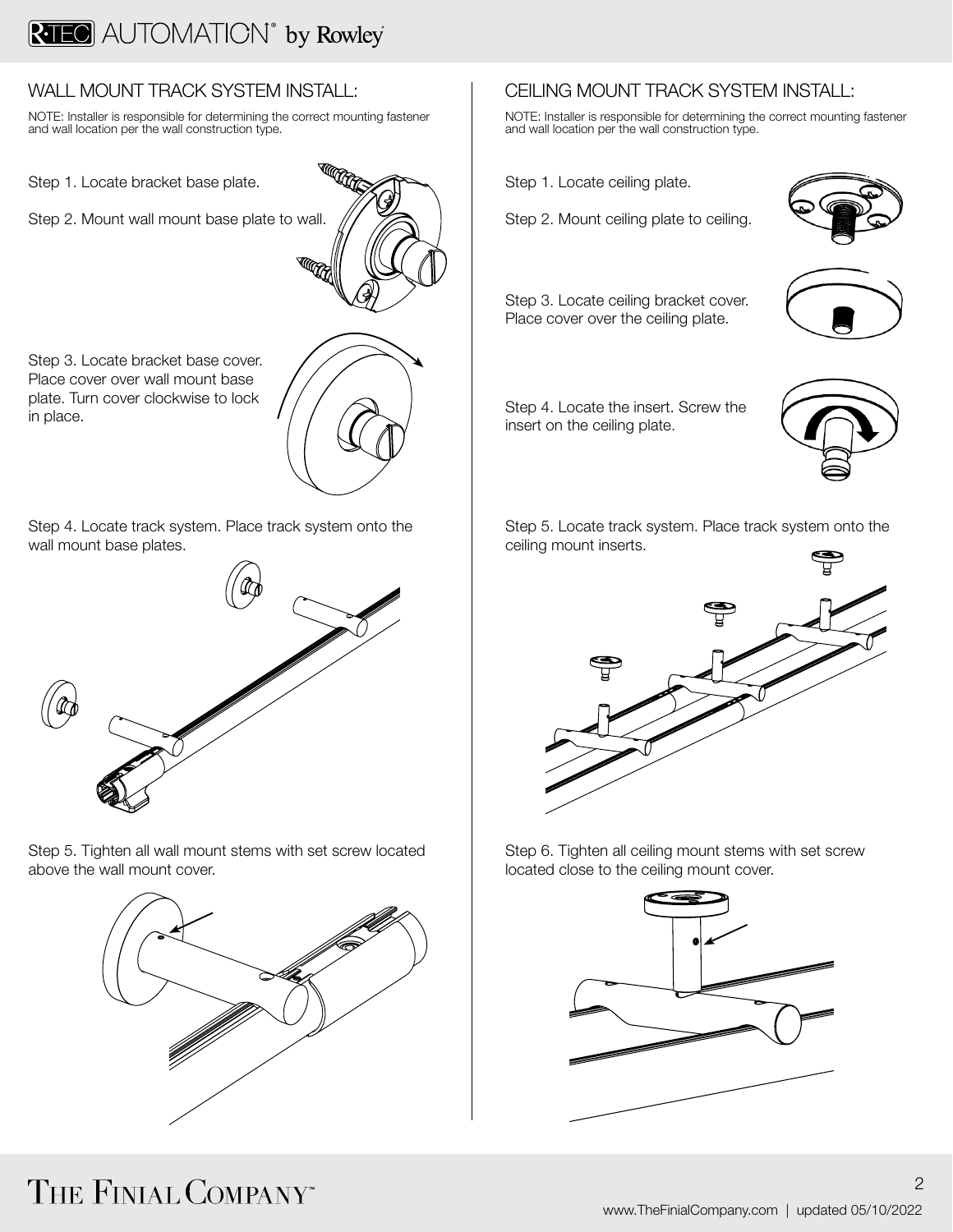## WALL MOUNT TRACK SYSTEM INSTALL:

NOTE: Installer is responsible for determining the correct mounting fastener and wall location per the wall construction type.

Step 1. Locate bracket base plate.

Step 2. Mount wall mount base plate to wall.

Step 3. Locate bracket base cover. Place cover over wall mount base plate. Turn cover clockwise to lock in place.

Step 4. Locate track system. Place track system onto the wall mount base plates.

Step 5. Tighten all wall mount stems with set screw located above the wall mount cover.

## CEILING MOUNT TRACK SYSTEM INSTALL:

NOTE: Installer is responsible for determining the correct mounting fastener and wall location per the wall construction type.

Step 1. Locate ceiling plate.

Step 2. Mount ceiling plate to ceiling.

Step 3. Locate ceiling bracket cover. Place cover over the ceiling plate.

Step 4. Locate the insert. Screw the insert on the ceiling plate.

Step 5. Locate track system. Place track system onto the ceiling mount inserts.

Step 6. Tighten all ceiling mount stems with set screw located close to the ceiling mount cover.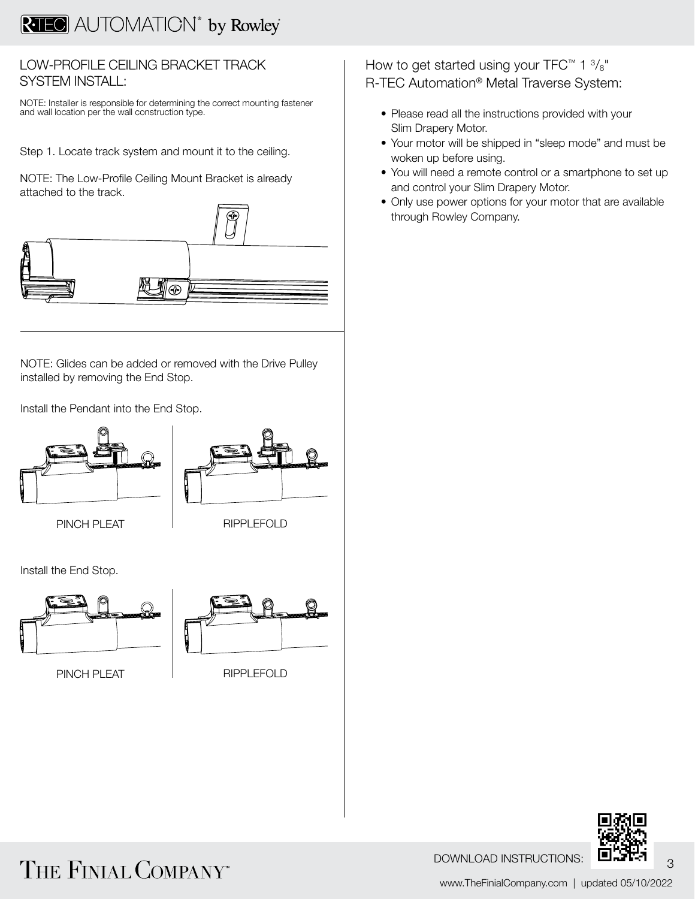## LOW-PROFILE CEILING BRACKET TRACK SYSTEM INSTALL:

NOTE: Installer is responsible for determining the correct mounting fastener and wall location per the wall construction type.

Step 1. Locate track system and mount it to the ceiling.

NOTE: The Low-Profile Ceiling Mount Bracket is already attached to the track.

NOTE: Glides can be added or removed with the Drive Pulley installed by removing the End Stop.

Install the Pendant into the End Stop.

PINCH PLEAT

RIPPLEFOLD

Install the End Stop.

PINCH PLEAT

RIPPLEFOLD

## How to get started using your TFC™ 1 $^{3}/_{8}$" R-TEC Automation® Metal Traverse System:

- Please read all the instructions provided with your Slim Drapery Motor.
- Your motor will be shipped in "sleep mode" and must be woken up before using.
- You will need a remote control or a smartphone to set up and control your Slim Drapery Motor.
- Only use power options for your motor that are available through Rowley Company.

DOWNLOAD INSTRUCTIONS: